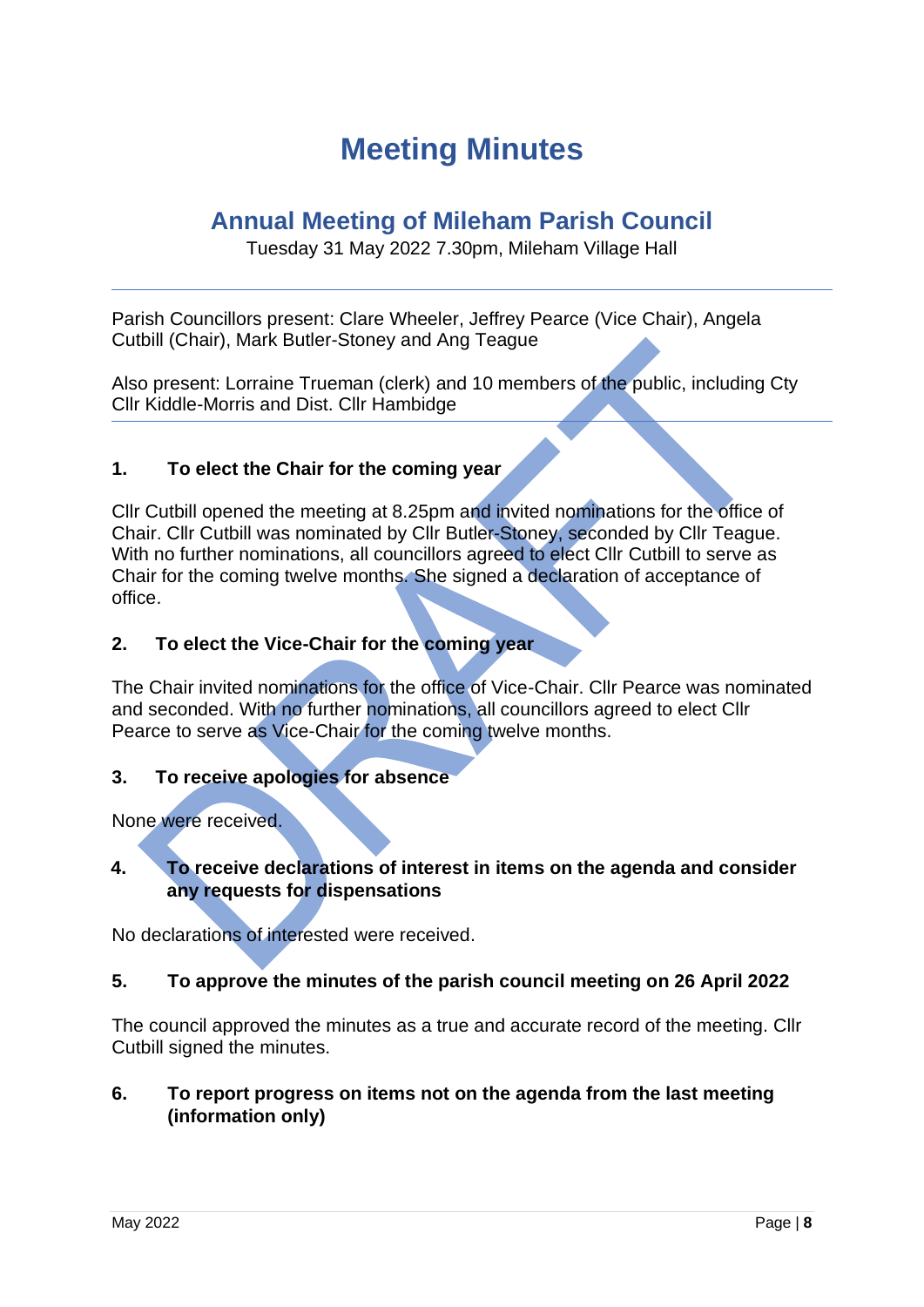# Meeting Minutes

## Annual Meeting of Mileham Parish Council

Tuesday 31 May 2022 7.30pm, Mileham Village Hall

---

Parish Councillors present: Clare Wheeler, Jeffrey Pearce (Vice Chair), Angela Cutbill (Chair), Mark Butler-Stoney and Ang Teague

Also present: Lorraine Trueman (clerk) and 10 members of the public, including Cty Cllr Kiddle-Morris and Dist. Cllr Hambidge

---

### 1. To elect the Chair for the coming year

Cllr Cutbill opened the meeting at 8.25pm and invited nominations for the office of Chair. Cllr Cutbill was nominated by Cllr Butler-Stoney, seconded by Cllr Teague. With no further nominations, all councillors agreed to elect Cllr Cutbill to serve as Chair for the coming twelve months. She signed a declaration of acceptance of office.

### 2. To elect the Vice-Chair for the coming year

The Chair invited nominations for the office of Vice-Chair. Cllr Pearce was nominated and seconded. With no further nominations, all councillors agreed to elect Cllr Pearce to serve as Vice-Chair for the coming twelve months.

### 3. To receive apologies for absence

None were received.

### 4. To receive declarations of interest in items on the agenda and consider any requests for dispensations

No declarations of interested were received.

### 5. To approve the minutes of the parish council meeting on 26 April 2022

The council approved the minutes as a true and accurate record of the meeting. Cllr Cutbill signed the minutes.

### 6. To report progress on items not on the agenda from the last meeting (information only)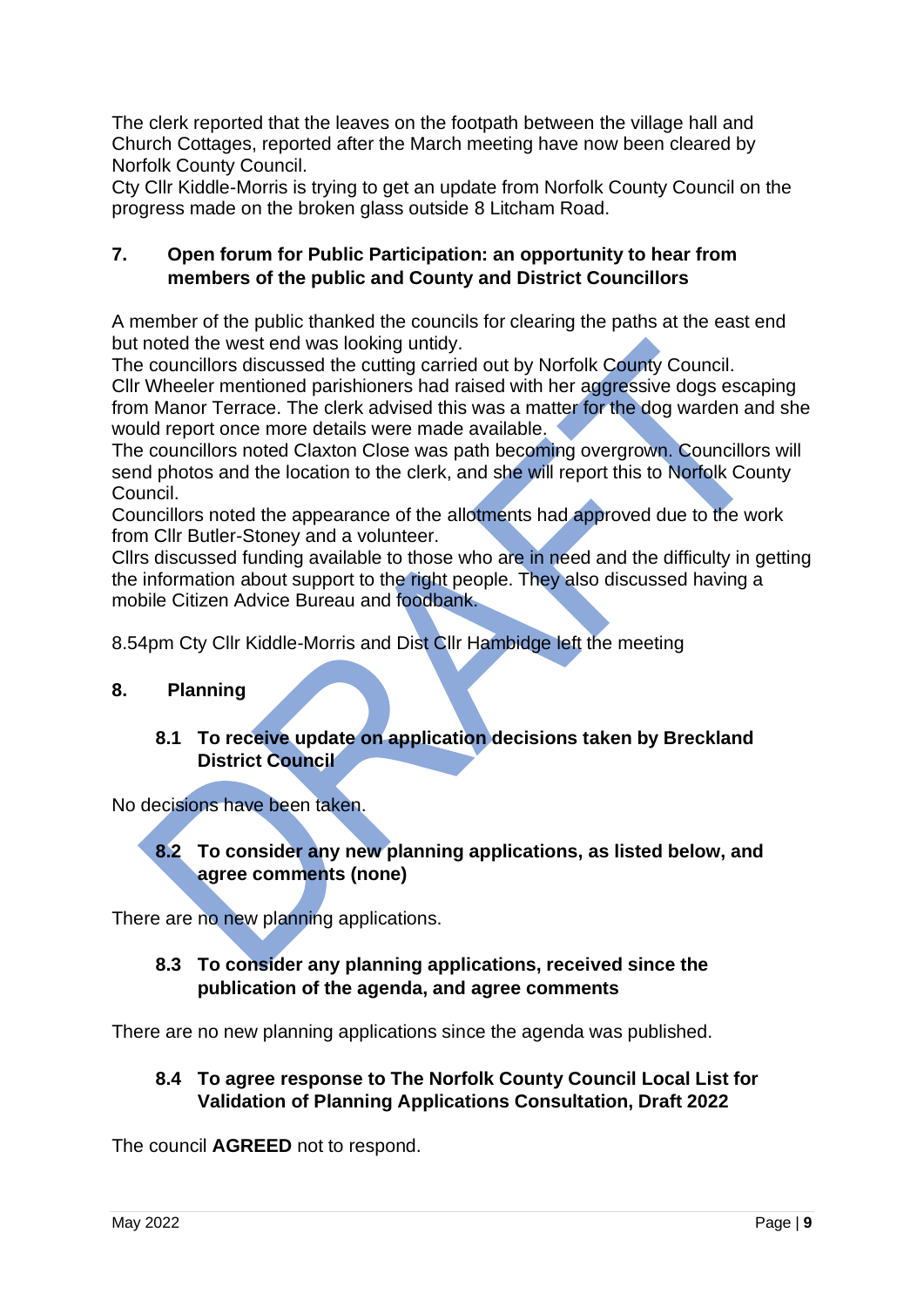The clerk reported that the leaves on the footpath between the village hall and Church Cottages, reported after the March meeting have now been cleared by Norfolk County Council.
Cty Cllr Kiddle-Morris is trying to get an update from Norfolk County Council on the progress made on the broken glass outside 8 Litcham Road.

## 7. Open forum for Public Participation: an opportunity to hear from members of the public and County and District Councillors

A member of the public thanked the councils for clearing the paths at the east end but noted the west end was looking untidy.
The councillors discussed the cutting carried out by Norfolk County Council.
Cllr Wheeler mentioned parishioners had raised with her aggressive dogs escaping from Manor Terrace. The clerk advised this was a matter for the dog warden and she would report once more details were made available.
The councillors noted Claxton Close was path becoming overgrown. Councillors will send photos and the location to the clerk, and she will report this to Norfolk County Council.
Councillors noted the appearance of the allotments had approved due to the work from Cllr Butler-Stoney and a volunteer.
Cllrs discussed funding available to those who are in need and the difficulty in getting the information about support to the right people. They also discussed having a mobile Citizen Advice Bureau and foodbank.

8.54pm Cty Cllr Kiddle-Morris and Dist Cllr Hambidge left the meeting

## 8. Planning

### 8.1 To receive update on application decisions taken by Breckland District Council

No decisions have been taken.

### 8.2 To consider any new planning applications, as listed below, and agree comments (none)

There are no new planning applications.

### 8.3 To consider any planning applications, received since the publication of the agenda, and agree comments

There are no new planning applications since the agenda was published.

### 8.4 To agree response to The Norfolk County Council Local List for Validation of Planning Applications Consultation, Draft 2022

The council **AGREED** not to respond.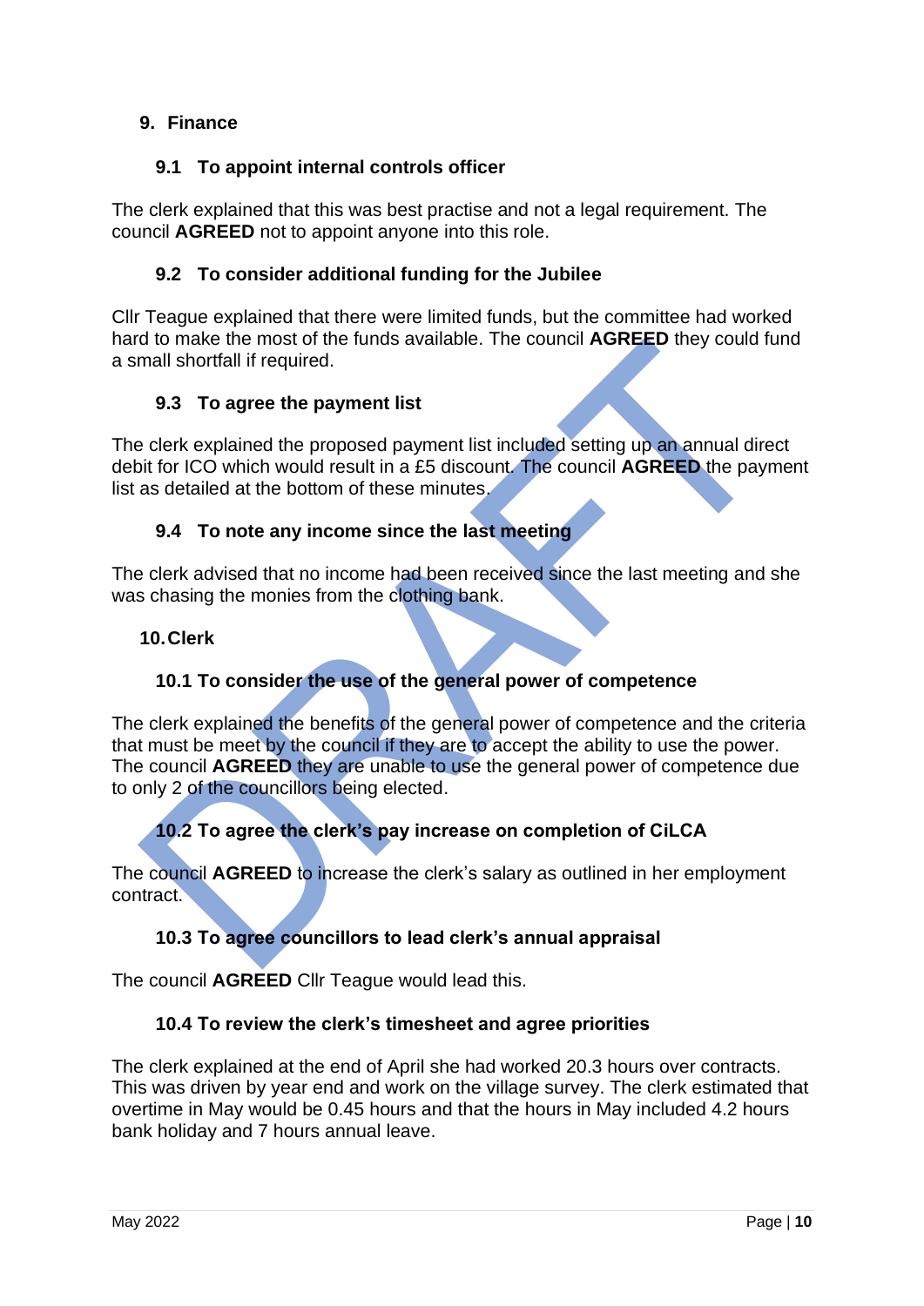## 9. Finance

### 9.1 To appoint internal controls officer

The clerk explained that this was best practise and not a legal requirement. The council **AGREED** not to appoint anyone into this role.

### 9.2 To consider additional funding for the Jubilee

Cllr Teague explained that there were limited funds, but the committee had worked hard to make the most of the funds available. The council **AGREED** they could fund a small shortfall if required.

### 9.3 To agree the payment list

The clerk explained the proposed payment list included setting up an annual direct debit for ICO which would result in a £5 discount. The council **AGREED** the payment list as detailed at the bottom of these minutes.

### 9.4 To note any income since the last meeting

The clerk advised that no income had been received since the last meeting and she was chasing the monies from the clothing bank.

## 10. Clerk

### 10.1 To consider the use of the general power of competence

The clerk explained the benefits of the general power of competence and the criteria that must be meet by the council if they are to accept the ability to use the power. The council **AGREED** they are unable to use the general power of competence due to only 2 of the councillors being elected.

### 10.2 To agree the clerk's pay increase on completion of CiLCA

The council **AGREED** to increase the clerk's salary as outlined in her employment contract.

### 10.3 To agree councillors to lead clerk's annual appraisal

The council **AGREED** Cllr Teague would lead this.

### 10.4 To review the clerk's timesheet and agree priorities

The clerk explained at the end of April she had worked 20.3 hours over contracts. This was driven by year end and work on the village survey. The clerk estimated that overtime in May would be 0.45 hours and that the hours in May included 4.2 hours bank holiday and 7 hours annual leave.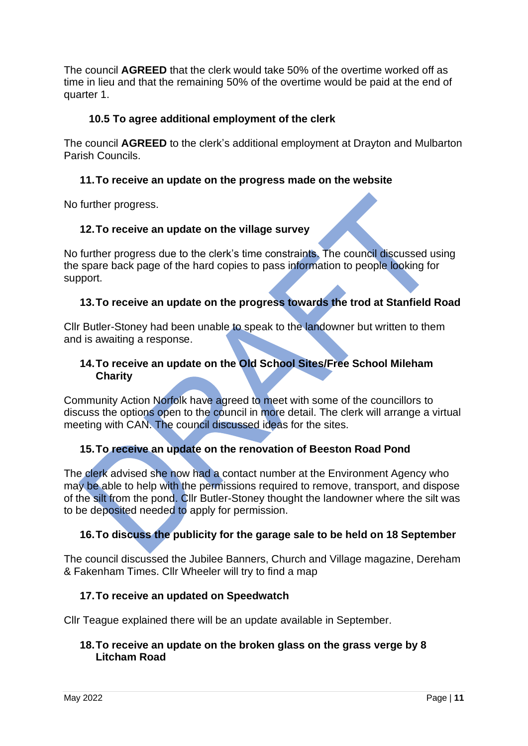The council **AGREED** that the clerk would take 50% of the overtime worked off as time in lieu and that the remaining 50% of the overtime would be paid at the end of quarter 1.

### 10.5 To agree additional employment of the clerk

The council **AGREED** to the clerk's additional employment at Drayton and Mulbarton Parish Councils.

### 11. To receive an update on the progress made on the website

No further progress.

### 12. To receive an update on the village survey

No further progress due to the clerk's time constraints. The council discussed using the spare back page of the hard copies to pass information to people looking for support.

### 13. To receive an update on the progress towards the trod at Stanfield Road

Cllr Butler-Stoney had been unable to speak to the landowner but written to them and is awaiting a response.

### 14. To receive an update on the Old School Sites/Free School Mileham Charity

Community Action Norfolk have agreed to meet with some of the councillors to discuss the options open to the council in more detail. The clerk will arrange a virtual meeting with CAN. The council discussed ideas for the sites.

### 15. To receive an update on the renovation of Beeston Road Pond

The clerk advised she now had a contact number at the Environment Agency who may be able to help with the permissions required to remove, transport, and dispose of the silt from the pond. Cllr Butler-Stoney thought the landowner where the silt was to be deposited needed to apply for permission.

### 16. To discuss the publicity for the garage sale to be held on 18 September

The council discussed the Jubilee Banners, Church and Village magazine, Dereham & Fakenham Times. Cllr Wheeler will try to find a map

### 17. To receive an updated on Speedwatch

Cllr Teague explained there will be an update available in September.

### 18. To receive an update on the broken glass on the grass verge by 8 Litcham Road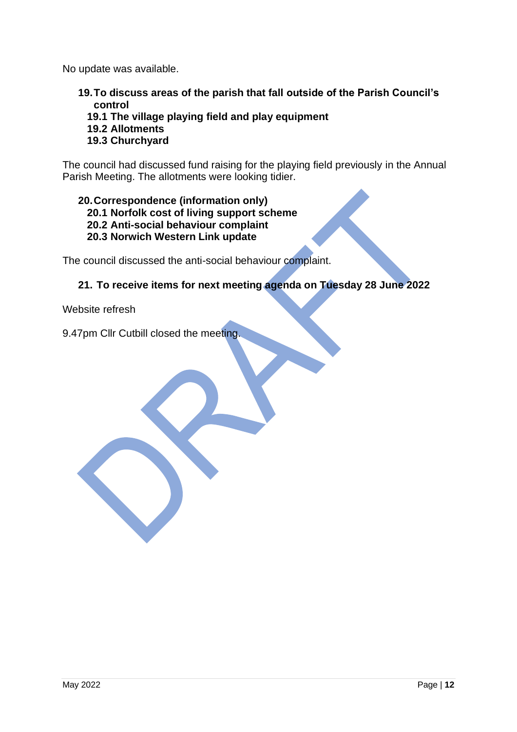No update was available.

**19. To discuss areas of the parish that fall outside of the Parish Council's control**
**19.1 The village playing field and play equipment**
**19.2 Allotments**
**19.3 Churchyard**

The council had discussed fund raising for the playing field previously in the Annual Parish Meeting. The allotments were looking tidier.

**20. Correspondence (information only)**
**20.1 Norfolk cost of living support scheme**
**20.2 Anti-social behaviour complaint**
**20.3 Norwich Western Link update**

The council discussed the anti-social behaviour complaint.

**21. To receive items for next meeting agenda on Tuesday 28 June 2022**

Website refresh

9.47pm Cllr Cutbill closed the meeting.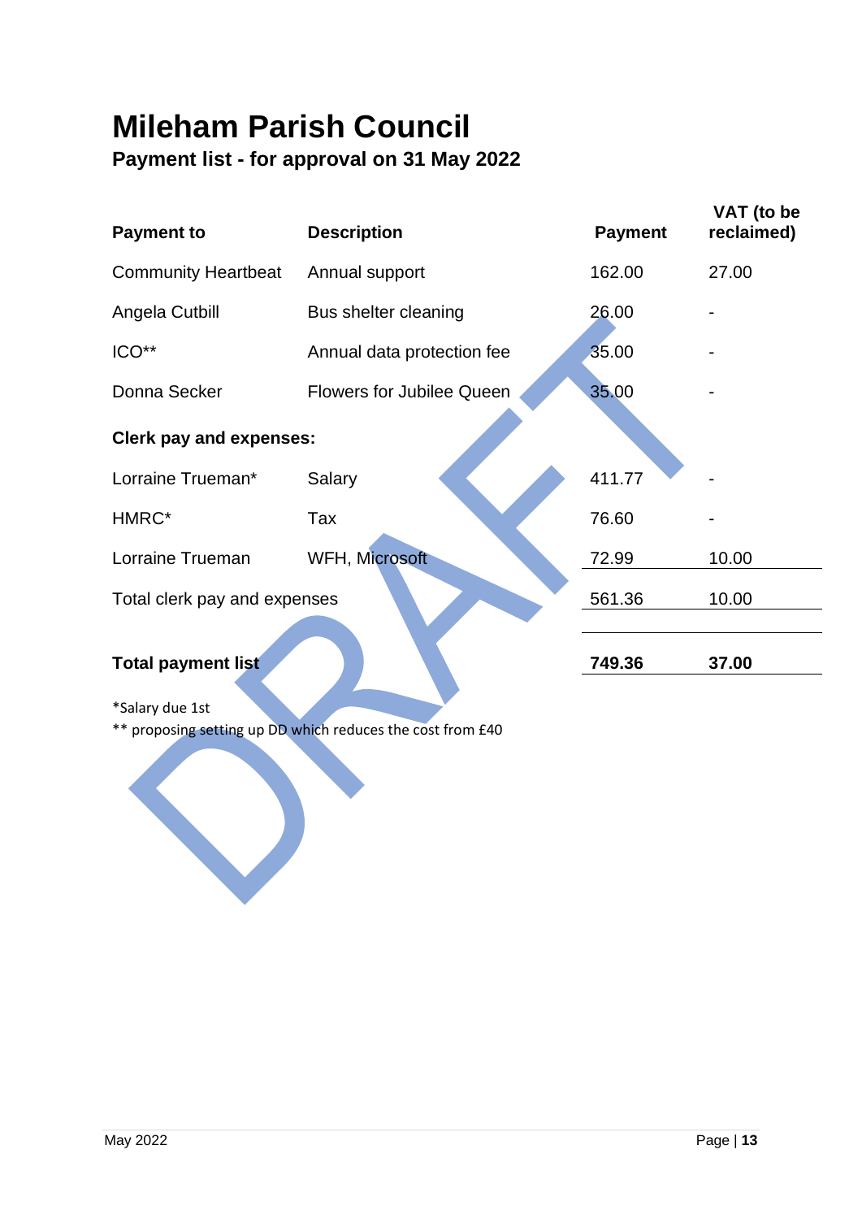# Mileham Parish Council

## Payment list - for approval on 31 May 2022

| Payment to | Description | Payment | VAT (to be reclaimed) |
|---|---|---|---|
| Community Heartbeat | Annual support | 162.00 | 27.00 |
| Angela Cutbill | Bus shelter cleaning | 26.00 | - |
| ICO** | Annual data protection fee | 35.00 | - |
| Donna Secker | Flowers for Jubilee Queen | 35.00 | - |
| **Clerk pay and expenses:** | | | |
| Lorraine Trueman* | Salary | 411.77 | - |
| HMRC* | Tax | 76.60 | - |
| Lorraine Trueman | WFH, Microsoft | 72.99 | 10.00 |
| Total clerk pay and expenses | | 561.36 | 10.00 |
| **Total payment list** | | **749.36** | **37.00** |

*Salary due 1st

** proposing setting up DD which reduces the cost from £40

DRAFT